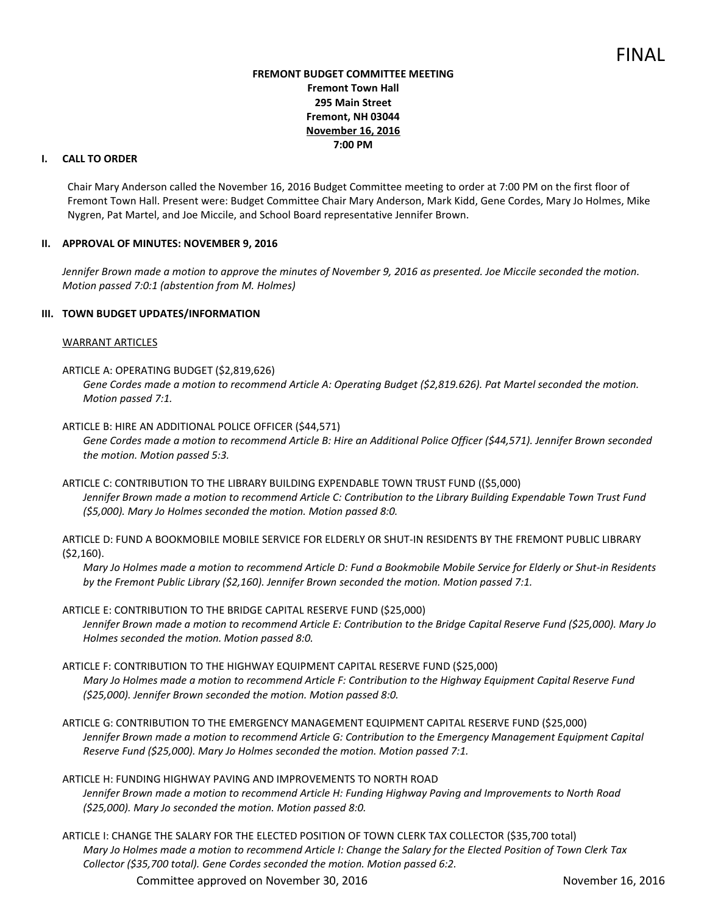FINAL

**FREMONT BUDGET COMMITTEE MEETING**
**Fremont Town Hall**
**295 Main Street**
**Fremont, NH 03044**
**November 16, 2016**
**7:00 PM**

## I. CALL TO ORDER

Chair Mary Anderson called the November 16, 2016 Budget Committee meeting to order at 7:00 PM on the first floor of Fremont Town Hall. Present were: Budget Committee Chair Mary Anderson, Mark Kidd, Gene Cordes, Mary Jo Holmes, Mike Nygren, Pat Martel, and Joe Miccile, and School Board representative Jennifer Brown.

## II. APPROVAL OF MINUTES: NOVEMBER 9, 2016

*Jennifer Brown made a motion to approve the minutes of November 9, 2016 as presented. Joe Miccile seconded the motion. Motion passed 7:0:1 (abstention from M. Holmes)*

## III. TOWN BUDGET UPDATES/INFORMATION

WARRANT ARTICLES

ARTICLE A: OPERATING BUDGET ($2,819,626)

*Gene Cordes made a motion to recommend Article A: Operating Budget ($2,819.626). Pat Martel seconded the motion. Motion passed 7:1.*

ARTICLE B: HIRE AN ADDITIONAL POLICE OFFICER ($44,571)

*Gene Cordes made a motion to recommend Article B: Hire an Additional Police Officer ($44,571). Jennifer Brown seconded the motion. Motion passed 5:3.*

ARTICLE C: CONTRIBUTION TO THE LIBRARY BUILDING EXPENDABLE TOWN TRUST FUND (($5,000)

*Jennifer Brown made a motion to recommend Article C: Contribution to the Library Building Expendable Town Trust Fund ($5,000). Mary Jo Holmes seconded the motion. Motion passed 8:0.*

ARTICLE D: FUND A BOOKMOBILE MOBILE SERVICE FOR ELDERLY OR SHUT-IN RESIDENTS BY THE FREMONT PUBLIC LIBRARY ($2,160).

*Mary Jo Holmes made a motion to recommend Article D: Fund a Bookmobile Mobile Service for Elderly or Shut-in Residents by the Fremont Public Library ($2,160). Jennifer Brown seconded the motion. Motion passed 7:1.*

ARTICLE E: CONTRIBUTION TO THE BRIDGE CAPITAL RESERVE FUND ($25,000)

*Jennifer Brown made a motion to recommend Article E: Contribution to the Bridge Capital Reserve Fund ($25,000). Mary Jo Holmes seconded the motion. Motion passed 8:0.*

ARTICLE F: CONTRIBUTION TO THE HIGHWAY EQUIPMENT CAPITAL RESERVE FUND ($25,000)

*Mary Jo Holmes made a motion to recommend Article F: Contribution to the Highway Equipment Capital Reserve Fund ($25,000). Jennifer Brown seconded the motion. Motion passed 8:0.*

ARTICLE G: CONTRIBUTION TO THE EMERGENCY MANAGEMENT EQUIPMENT CAPITAL RESERVE FUND ($25,000)

*Jennifer Brown made a motion to recommend Article G: Contribution to the Emergency Management Equipment Capital Reserve Fund ($25,000). Mary Jo Holmes seconded the motion. Motion passed 7:1.*

ARTICLE H: FUNDING HIGHWAY PAVING AND IMPROVEMENTS TO NORTH ROAD

*Jennifer Brown made a motion to recommend Article H: Funding Highway Paving and Improvements to North Road ($25,000). Mary Jo seconded the motion. Motion passed 8:0.*

ARTICLE I: CHANGE THE SALARY FOR THE ELECTED POSITION OF TOWN CLERK TAX COLLECTOR ($35,700 total)

*Mary Jo Holmes made a motion to recommend Article I: Change the Salary for the Elected Position of Town Clerk Tax Collector ($35,700 total). Gene Cordes seconded the motion. Motion passed 6:2.*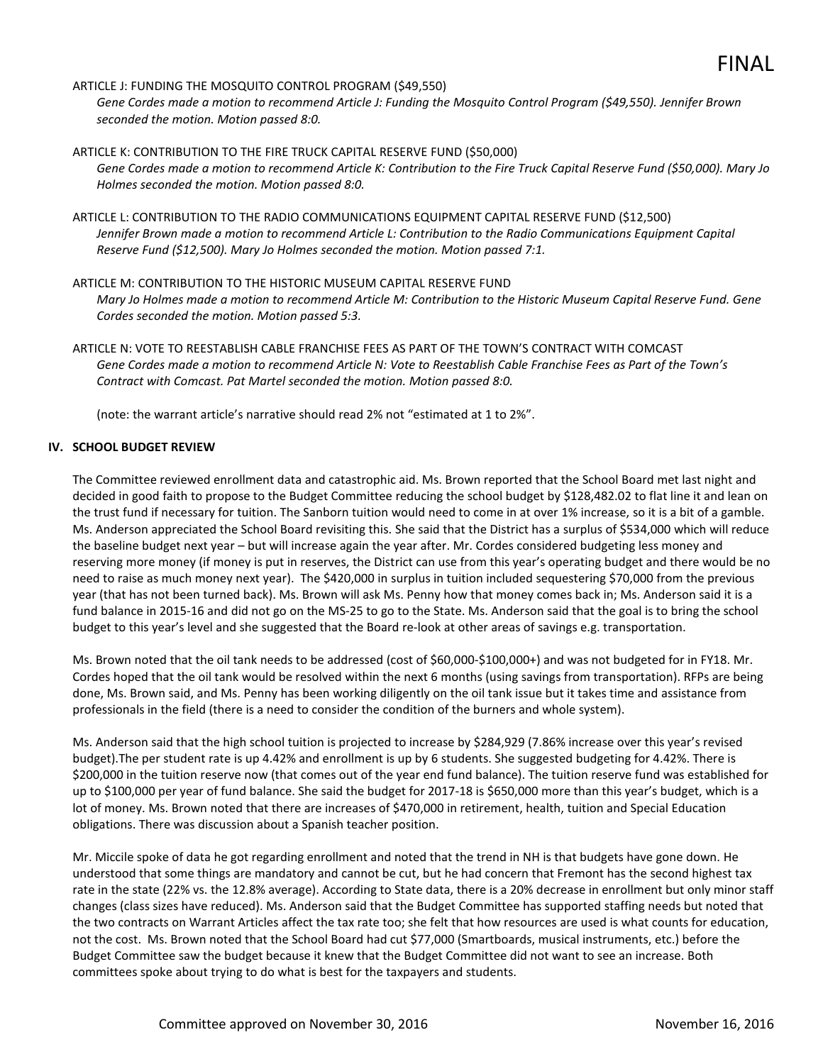ARTICLE J: FUNDING THE MOSQUITO CONTROL PROGRAM ($49,550)

*Gene Cordes made a motion to recommend Article J: Funding the Mosquito Control Program ($49,550). Jennifer Brown seconded the motion. Motion passed 8:0.*

ARTICLE K: CONTRIBUTION TO THE FIRE TRUCK CAPITAL RESERVE FUND ($50,000)

*Gene Cordes made a motion to recommend Article K: Contribution to the Fire Truck Capital Reserve Fund ($50,000). Mary Jo Holmes seconded the motion. Motion passed 8:0.*

ARTICLE L: CONTRIBUTION TO THE RADIO COMMUNICATIONS EQUIPMENT CAPITAL RESERVE FUND ($12,500)

*Jennifer Brown made a motion to recommend Article L: Contribution to the Radio Communications Equipment Capital Reserve Fund ($12,500). Mary Jo Holmes seconded the motion. Motion passed 7:1.*

ARTICLE M: CONTRIBUTION TO THE HISTORIC MUSEUM CAPITAL RESERVE FUND

*Mary Jo Holmes made a motion to recommend Article M: Contribution to the Historic Museum Capital Reserve Fund. Gene Cordes seconded the motion. Motion passed 5:3.*

ARTICLE N: VOTE TO REESTABLISH CABLE FRANCHISE FEES AS PART OF THE TOWN'S CONTRACT WITH COMCAST

*Gene Cordes made a motion to recommend Article N: Vote to Reestablish Cable Franchise Fees as Part of the Town's Contract with Comcast. Pat Martel seconded the motion. Motion passed 8:0.*

(note: the warrant article's narrative should read 2% not "estimated at 1 to 2%".

## IV. SCHOOL BUDGET REVIEW

The Committee reviewed enrollment data and catastrophic aid. Ms. Brown reported that the School Board met last night and decided in good faith to propose to the Budget Committee reducing the school budget by $128,482.02 to flat line it and lean on the trust fund if necessary for tuition. The Sanborn tuition would need to come in at over 1% increase, so it is a bit of a gamble. Ms. Anderson appreciated the School Board revisiting this. She said that the District has a surplus of $534,000 which will reduce the baseline budget next year – but will increase again the year after. Mr. Cordes considered budgeting less money and reserving more money (if money is put in reserves, the District can use from this year's operating budget and there would be no need to raise as much money next year). The $420,000 in surplus in tuition included sequestering $70,000 from the previous year (that has not been turned back). Ms. Brown will ask Ms. Penny how that money comes back in; Ms. Anderson said it is a fund balance in 2015-16 and did not go on the MS-25 to go to the State. Ms. Anderson said that the goal is to bring the school budget to this year's level and she suggested that the Board re-look at other areas of savings e.g. transportation.

Ms. Brown noted that the oil tank needs to be addressed (cost of $60,000-$100,000+) and was not budgeted for in FY18. Mr. Cordes hoped that the oil tank would be resolved within the next 6 months (using savings from transportation). RFPs are being done, Ms. Brown said, and Ms. Penny has been working diligently on the oil tank issue but it takes time and assistance from professionals in the field (there is a need to consider the condition of the burners and whole system).

Ms. Anderson said that the high school tuition is projected to increase by $284,929 (7.86% increase over this year's revised budget).The per student rate is up 4.42% and enrollment is up by 6 students. She suggested budgeting for 4.42%. There is $200,000 in the tuition reserve now (that comes out of the year end fund balance). The tuition reserve fund was established for up to $100,000 per year of fund balance. She said the budget for 2017-18 is $650,000 more than this year's budget, which is a lot of money. Ms. Brown noted that there are increases of $470,000 in retirement, health, tuition and Special Education obligations. There was discussion about a Spanish teacher position.

Mr. Miccile spoke of data he got regarding enrollment and noted that the trend in NH is that budgets have gone down. He understood that some things are mandatory and cannot be cut, but he had concern that Fremont has the second highest tax rate in the state (22% vs. the 12.8% average). According to State data, there is a 20% decrease in enrollment but only minor staff changes (class sizes have reduced). Ms. Anderson said that the Budget Committee has supported staffing needs but noted that the two contracts on Warrant Articles affect the tax rate too; she felt that how resources are used is what counts for education, not the cost. Ms. Brown noted that the School Board had cut $77,000 (Smartboards, musical instruments, etc.) before the Budget Committee saw the budget because it knew that the Budget Committee did not want to see an increase. Both committees spoke about trying to do what is best for the taxpayers and students.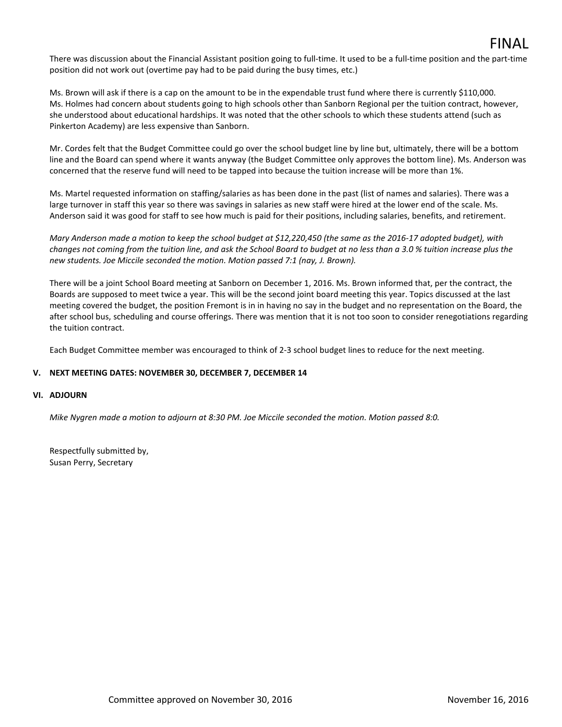There was discussion about the Financial Assistant position going to full-time. It used to be a full-time position and the part-time position did not work out (overtime pay had to be paid during the busy times, etc.)

Ms. Brown will ask if there is a cap on the amount to be in the expendable trust fund where there is currently $110,000. Ms. Holmes had concern about students going to high schools other than Sanborn Regional per the tuition contract, however, she understood about educational hardships. It was noted that the other schools to which these students attend (such as Pinkerton Academy) are less expensive than Sanborn.

Mr. Cordes felt that the Budget Committee could go over the school budget line by line but, ultimately, there will be a bottom line and the Board can spend where it wants anyway (the Budget Committee only approves the bottom line). Ms. Anderson was concerned that the reserve fund will need to be tapped into because the tuition increase will be more than 1%.

Ms. Martel requested information on staffing/salaries as has been done in the past (list of names and salaries). There was a large turnover in staff this year so there was savings in salaries as new staff were hired at the lower end of the scale. Ms. Anderson said it was good for staff to see how much is paid for their positions, including salaries, benefits, and retirement.

*Mary Anderson made a motion to keep the school budget at $12,220,450 (the same as the 2016-17 adopted budget), with changes not coming from the tuition line, and ask the School Board to budget at no less than a 3.0 % tuition increase plus the new students. Joe Miccile seconded the motion. Motion passed 7:1 (nay, J. Brown).*

There will be a joint School Board meeting at Sanborn on December 1, 2016. Ms. Brown informed that, per the contract, the Boards are supposed to meet twice a year. This will be the second joint board meeting this year. Topics discussed at the last meeting covered the budget, the position Fremont is in in having no say in the budget and no representation on the Board, the after school bus, scheduling and course offerings. There was mention that it is not too soon to consider renegotiations regarding the tuition contract.

Each Budget Committee member was encouraged to think of 2-3 school budget lines to reduce for the next meeting.

## V. NEXT MEETING DATES: NOVEMBER 30, DECEMBER 7, DECEMBER 14

## VI. ADJOURN

*Mike Nygren made a motion to adjourn at 8:30 PM. Joe Miccile seconded the motion. Motion passed 8:0.*

Respectfully submitted by,
Susan Perry, Secretary